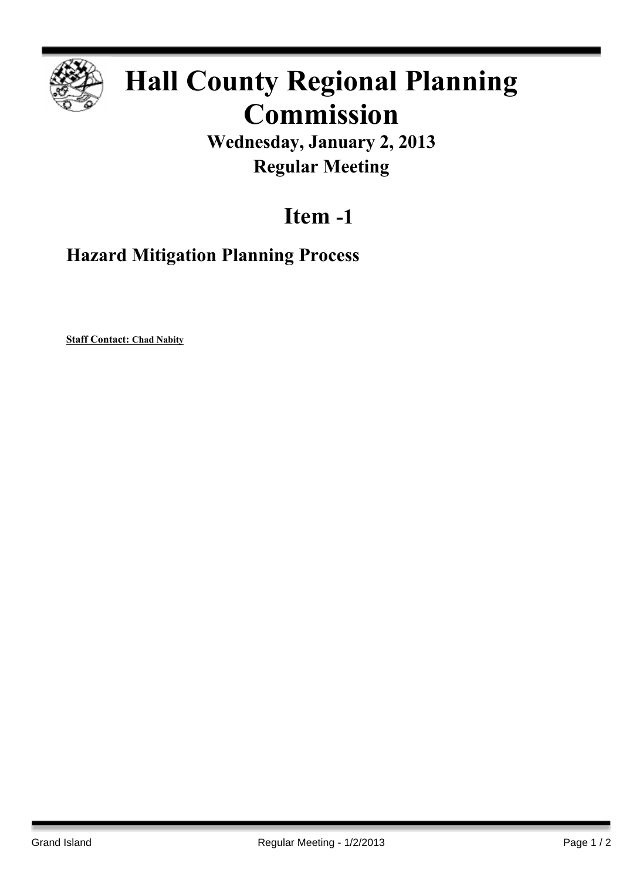# Hall County Regional Planning Commission

## Wednesday, January 2, 2013

## Regular Meeting

# Item -1

## Hazard Mitigation Planning Process

**Staff Contact: Chad Nabity**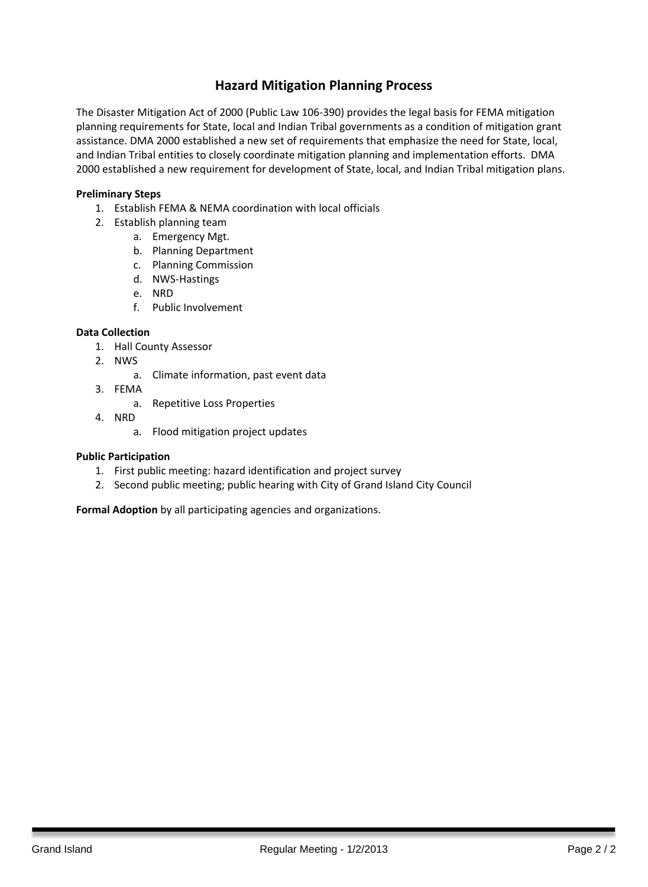# Hazard Mitigation Planning Process

The Disaster Mitigation Act of 2000 (Public Law 106-390) provides the legal basis for FEMA mitigation planning requirements for State, local and Indian Tribal governments as a condition of mitigation grant assistance. DMA 2000 established a new set of requirements that emphasize the need for State, local, and Indian Tribal entities to closely coordinate mitigation planning and implementation efforts. DMA 2000 established a new requirement for development of State, local, and Indian Tribal mitigation plans.

**Preliminary Steps**

1. Establish FEMA & NEMA coordination with local officials
2. Establish planning team
   a. Emergency Mgt.
   b. Planning Department
   c. Planning Commission
   d. NWS-Hastings
   e. NRD
   f. Public Involvement

**Data Collection**

1. Hall County Assessor
2. NWS
   a. Climate information, past event data
3. FEMA
   a. Repetitive Loss Properties
4. NRD
   a. Flood mitigation project updates

**Public Participation**

1. First public meeting: hazard identification and project survey
2. Second public meeting; public hearing with City of Grand Island City Council

**Formal Adoption** by all participating agencies and organizations.